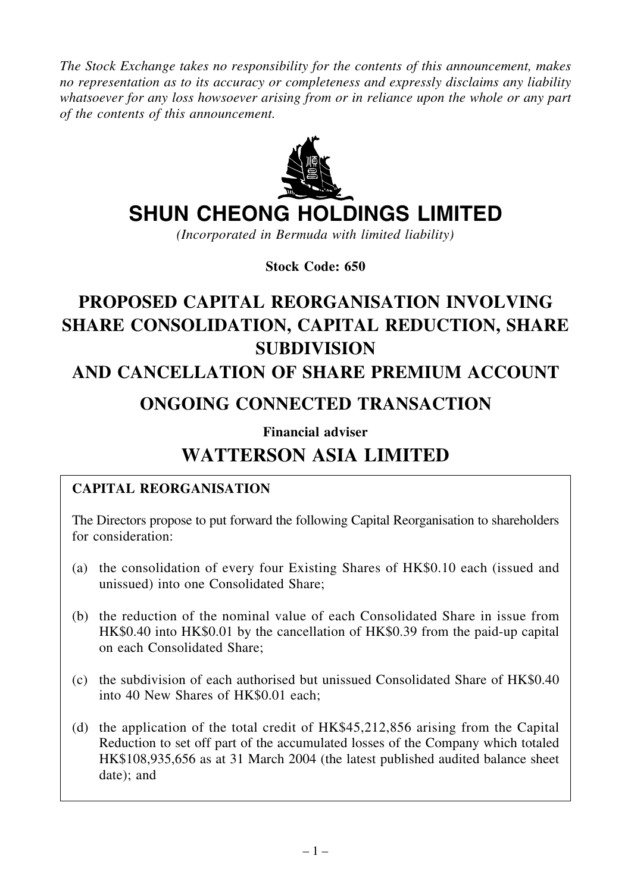*The Stock Exchange takes no responsibility for the contents of this announcement, makes no representation as to its accuracy or completeness and expressly disclaims any liability whatsoever for any loss howsoever arising from or in reliance upon the whole or any part of the contents of this announcement.*

# SHUN CHEONG HOLDINGS LIMITED

*(Incorporated in Bermuda with limited liability)*

**Stock Code: 650**

# PROPOSED CAPITAL REORGANISATION INVOLVING SHARE CONSOLIDATION, CAPITAL REDUCTION, SHARE SUBDIVISION AND CANCELLATION OF SHARE PREMIUM ACCOUNT

# ONGOING CONNECTED TRANSACTION

**Financial adviser**

## WATTERSON ASIA LIMITED

**CAPITAL REORGANISATION**

The Directors propose to put forward the following Capital Reorganisation to shareholders for consideration:

(a) the consolidation of every four Existing Shares of HK$0.10 each (issued and unissued) into one Consolidated Share;

(b) the reduction of the nominal value of each Consolidated Share in issue from HK$0.40 into HK$0.01 by the cancellation of HK$0.39 from the paid-up capital on each Consolidated Share;

(c) the subdivision of each authorised but unissued Consolidated Share of HK$0.40 into 40 New Shares of HK$0.01 each;

(d) the application of the total credit of HK$45,212,856 arising from the Capital Reduction to set off part of the accumulated losses of the Company which totaled HK$108,935,656 as at 31 March 2004 (the latest published audited balance sheet date); and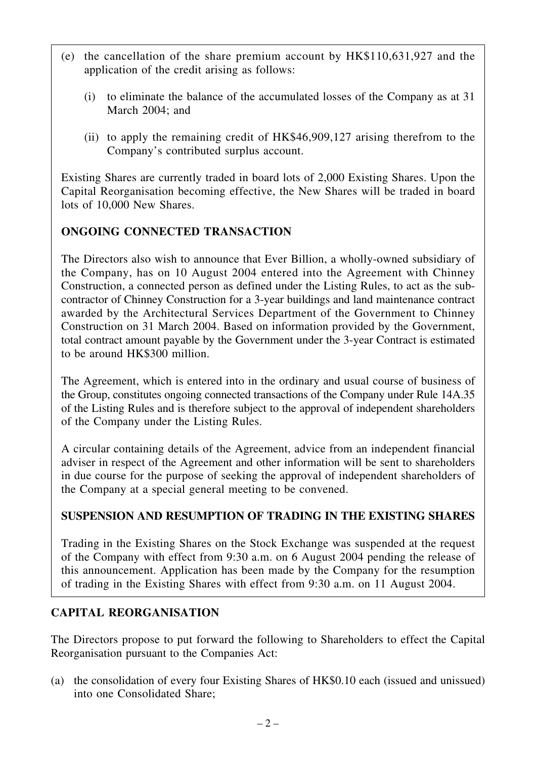(e) the cancellation of the share premium account by HK$110,631,927 and the application of the credit arising as follows:

   (i) to eliminate the balance of the accumulated losses of the Company as at 31 March 2004; and

   (ii) to apply the remaining credit of HK$46,909,127 arising therefrom to the Company's contributed surplus account.

Existing Shares are currently traded in board lots of 2,000 Existing Shares. Upon the Capital Reorganisation becoming effective, the New Shares will be traded in board lots of 10,000 New Shares.

**ONGOING CONNECTED TRANSACTION**

The Directors also wish to announce that Ever Billion, a wholly-owned subsidiary of the Company, has on 10 August 2004 entered into the Agreement with Chinney Construction, a connected person as defined under the Listing Rules, to act as the sub-contractor of Chinney Construction for a 3-year buildings and land maintenance contract awarded by the Architectural Services Department of the Government to Chinney Construction on 31 March 2004. Based on information provided by the Government, total contract amount payable by the Government under the 3-year Contract is estimated to be around HK$300 million.

The Agreement, which is entered into in the ordinary and usual course of business of the Group, constitutes ongoing connected transactions of the Company under Rule 14A.35 of the Listing Rules and is therefore subject to the approval of independent shareholders of the Company under the Listing Rules.

A circular containing details of the Agreement, advice from an independent financial adviser in respect of the Agreement and other information will be sent to shareholders in due course for the purpose of seeking the approval of independent shareholders of the Company at a special general meeting to be convened.

**SUSPENSION AND RESUMPTION OF TRADING IN THE EXISTING SHARES**

Trading in the Existing Shares on the Stock Exchange was suspended at the request of the Company with effect from 9:30 a.m. on 6 August 2004 pending the release of this announcement. Application has been made by the Company for the resumption of trading in the Existing Shares with effect from 9:30 a.m. on 11 August 2004.

## CAPITAL REORGANISATION

The Directors propose to put forward the following to Shareholders to effect the Capital Reorganisation pursuant to the Companies Act:

(a) the consolidation of every four Existing Shares of HK$0.10 each (issued and unissued) into one Consolidated Share;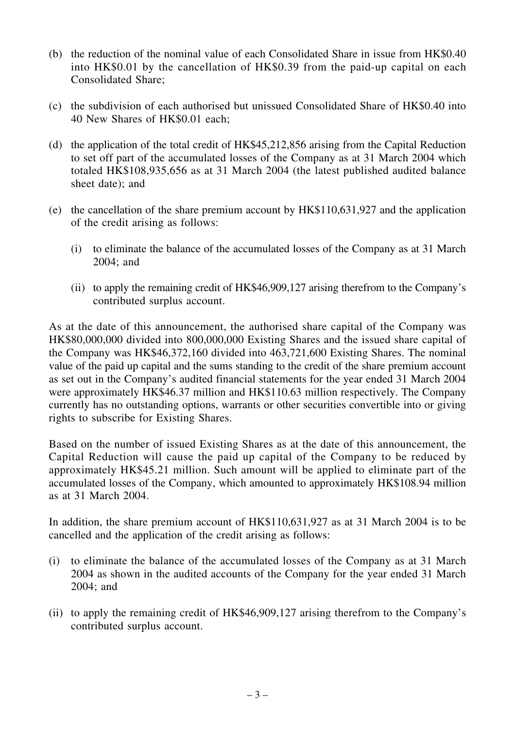(b) the reduction of the nominal value of each Consolidated Share in issue from HK$0.40 into HK$0.01 by the cancellation of HK$0.39 from the paid-up capital on each Consolidated Share;

(c) the subdivision of each authorised but unissued Consolidated Share of HK$0.40 into 40 New Shares of HK$0.01 each;

(d) the application of the total credit of HK$45,212,856 arising from the Capital Reduction to set off part of the accumulated losses of the Company as at 31 March 2004 which totaled HK$108,935,656 as at 31 March 2004 (the latest published audited balance sheet date); and

(e) the cancellation of the share premium account by HK$110,631,927 and the application of the credit arising as follows:

    (i) to eliminate the balance of the accumulated losses of the Company as at 31 March 2004; and

    (ii) to apply the remaining credit of HK$46,909,127 arising therefrom to the Company's contributed surplus account.

As at the date of this announcement, the authorised share capital of the Company was HK$80,000,000 divided into 800,000,000 Existing Shares and the issued share capital of the Company was HK$46,372,160 divided into 463,721,600 Existing Shares. The nominal value of the paid up capital and the sums standing to the credit of the share premium account as set out in the Company's audited financial statements for the year ended 31 March 2004 were approximately HK$46.37 million and HK$110.63 million respectively. The Company currently has no outstanding options, warrants or other securities convertible into or giving rights to subscribe for Existing Shares.

Based on the number of issued Existing Shares as at the date of this announcement, the Capital Reduction will cause the paid up capital of the Company to be reduced by approximately HK$45.21 million. Such amount will be applied to eliminate part of the accumulated losses of the Company, which amounted to approximately HK$108.94 million as at 31 March 2004.

In addition, the share premium account of HK$110,631,927 as at 31 March 2004 is to be cancelled and the application of the credit arising as follows:

(i) to eliminate the balance of the accumulated losses of the Company as at 31 March 2004 as shown in the audited accounts of the Company for the year ended 31 March 2004; and

(ii) to apply the remaining credit of HK$46,909,127 arising therefrom to the Company's contributed surplus account.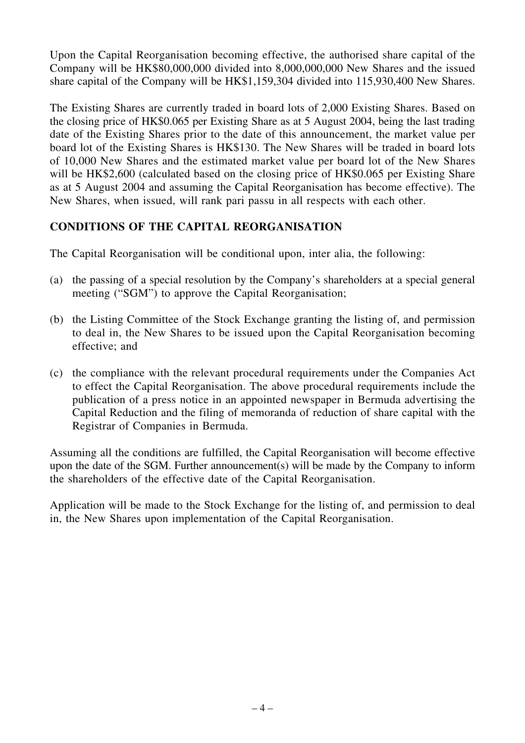Upon the Capital Reorganisation becoming effective, the authorised share capital of the Company will be HK$80,000,000 divided into 8,000,000,000 New Shares and the issued share capital of the Company will be HK$1,159,304 divided into 115,930,400 New Shares.

The Existing Shares are currently traded in board lots of 2,000 Existing Shares. Based on the closing price of HK$0.065 per Existing Share as at 5 August 2004, being the last trading date of the Existing Shares prior to the date of this announcement, the market value per board lot of the Existing Shares is HK$130. The New Shares will be traded in board lots of 10,000 New Shares and the estimated market value per board lot of the New Shares will be HK$2,600 (calculated based on the closing price of HK$0.065 per Existing Share as at 5 August 2004 and assuming the Capital Reorganisation has become effective). The New Shares, when issued, will rank pari passu in all respects with each other.

## CONDITIONS OF THE CAPITAL REORGANISATION

The Capital Reorganisation will be conditional upon, inter alia, the following:

(a) the passing of a special resolution by the Company's shareholders at a special general meeting ("SGM") to approve the Capital Reorganisation;

(b) the Listing Committee of the Stock Exchange granting the listing of, and permission to deal in, the New Shares to be issued upon the Capital Reorganisation becoming effective; and

(c) the compliance with the relevant procedural requirements under the Companies Act to effect the Capital Reorganisation. The above procedural requirements include the publication of a press notice in an appointed newspaper in Bermuda advertising the Capital Reduction and the filing of memoranda of reduction of share capital with the Registrar of Companies in Bermuda.

Assuming all the conditions are fulfilled, the Capital Reorganisation will become effective upon the date of the SGM. Further announcement(s) will be made by the Company to inform the shareholders of the effective date of the Capital Reorganisation.

Application will be made to the Stock Exchange for the listing of, and permission to deal in, the New Shares upon implementation of the Capital Reorganisation.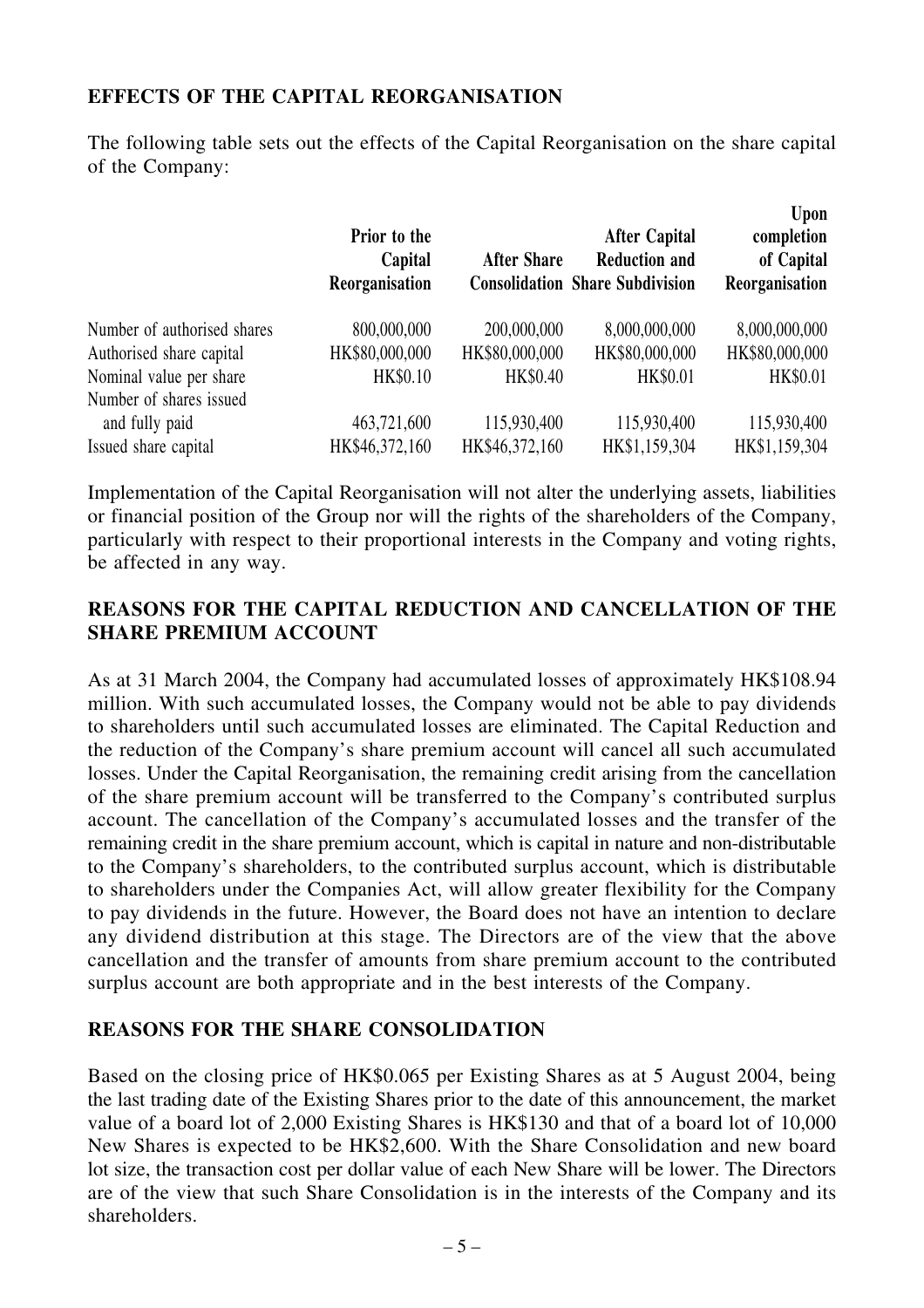## EFFECTS OF THE CAPITAL REORGANISATION

The following table sets out the effects of the Capital Reorganisation on the share capital of the Company:

| | Prior to the Capital Reorganisation | After Share Consolidation | After Capital Reduction and Share Subdivision | Upon completion of Capital Reorganisation |
|---|---|---|---|---|
| Number of authorised shares | 800,000,000 | 200,000,000 | 8,000,000,000 | 8,000,000,000 |
| Authorised share capital | HK$80,000,000 | HK$80,000,000 | HK$80,000,000 | HK$80,000,000 |
| Nominal value per share | HK$0.10 | HK$0.40 | HK$0.01 | HK$0.01 |
| Number of shares issued and fully paid | 463,721,600 | 115,930,400 | 115,930,400 | 115,930,400 |
| Issued share capital | HK$46,372,160 | HK$46,372,160 | HK$1,159,304 | HK$1,159,304 |

Implementation of the Capital Reorganisation will not alter the underlying assets, liabilities or financial position of the Group nor will the rights of the shareholders of the Company, particularly with respect to their proportional interests in the Company and voting rights, be affected in any way.

## REASONS FOR THE CAPITAL REDUCTION AND CANCELLATION OF THE SHARE PREMIUM ACCOUNT

As at 31 March 2004, the Company had accumulated losses of approximately HK$108.94 million. With such accumulated losses, the Company would not be able to pay dividends to shareholders until such accumulated losses are eliminated. The Capital Reduction and the reduction of the Company's share premium account will cancel all such accumulated losses. Under the Capital Reorganisation, the remaining credit arising from the cancellation of the share premium account will be transferred to the Company's contributed surplus account. The cancellation of the Company's accumulated losses and the transfer of the remaining credit in the share premium account, which is capital in nature and non-distributable to the Company's shareholders, to the contributed surplus account, which is distributable to shareholders under the Companies Act, will allow greater flexibility for the Company to pay dividends in the future. However, the Board does not have an intention to declare any dividend distribution at this stage. The Directors are of the view that the above cancellation and the transfer of amounts from share premium account to the contributed surplus account are both appropriate and in the best interests of the Company.

## REASONS FOR THE SHARE CONSOLIDATION

Based on the closing price of HK$0.065 per Existing Shares as at 5 August 2004, being the last trading date of the Existing Shares prior to the date of this announcement, the market value of a board lot of 2,000 Existing Shares is HK$130 and that of a board lot of 10,000 New Shares is expected to be HK$2,600. With the Share Consolidation and new board lot size, the transaction cost per dollar value of each New Share will be lower. The Directors are of the view that such Share Consolidation is in the interests of the Company and its shareholders.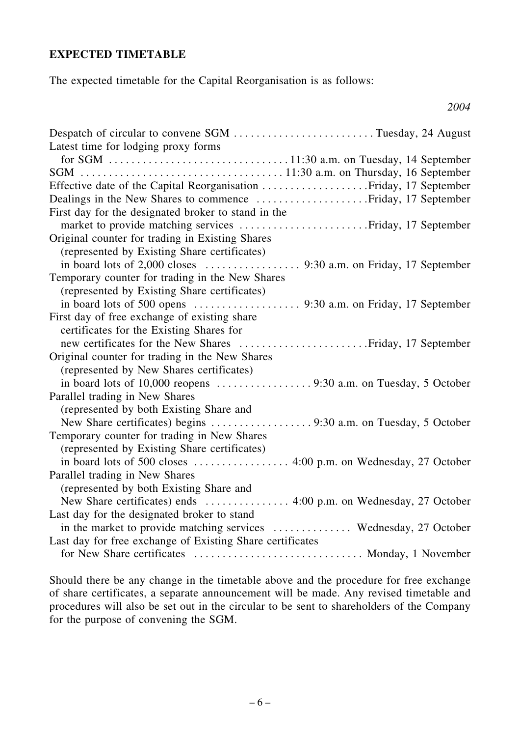**EXPECTED TIMETABLE**

The expected timetable for the Capital Reorganisation is as follows:

| | *2004* |
|---|---|
| Despatch of circular to convene SGM | Tuesday, 24 August |
| Latest time for lodging proxy forms for SGM | 11:30 a.m. on Tuesday, 14 September |
| SGM | 11:30 a.m. on Thursday, 16 September |
| Effective date of the Capital Reorganisation | Friday, 17 September |
| Dealings in the New Shares to commence | Friday, 17 September |
| First day for the designated broker to stand in the market to provide matching services | Friday, 17 September |
| Original counter for trading in Existing Shares (represented by Existing Share certificates) in board lots of 2,000 closes | 9:30 a.m. on Friday, 17 September |
| Temporary counter for trading in the New Shares (represented by Existing Share certificates) in board lots of 500 opens | 9:30 a.m. on Friday, 17 September |
| First day of free exchange of existing share certificates for the Existing Shares for new certificates for the New Shares | Friday, 17 September |
| Original counter for trading in the New Shares (represented by New Shares certificates) in board lots of 10,000 reopens | 9:30 a.m. on Tuesday, 5 October |
| Parallel trading in New Shares (represented by both Existing Share and New Share certificates) begins | 9:30 a.m. on Tuesday, 5 October |
| Temporary counter for trading in New Shares (represented by Existing Share certificates) in board lots of 500 closes | 4:00 p.m. on Wednesday, 27 October |
| Parallel trading in New Shares (represented by both Existing Share and New Share certificates) ends | 4:00 p.m. on Wednesday, 27 October |
| Last day for the designated broker to stand in the market to provide matching services | Wednesday, 27 October |
| Last day for free exchange of Existing Share certificates for New Share certificates | Monday, 1 November |

Should there be any change in the timetable above and the procedure for free exchange of share certificates, a separate announcement will be made. Any revised timetable and procedures will also be set out in the circular to be sent to shareholders of the Company for the purpose of convening the SGM.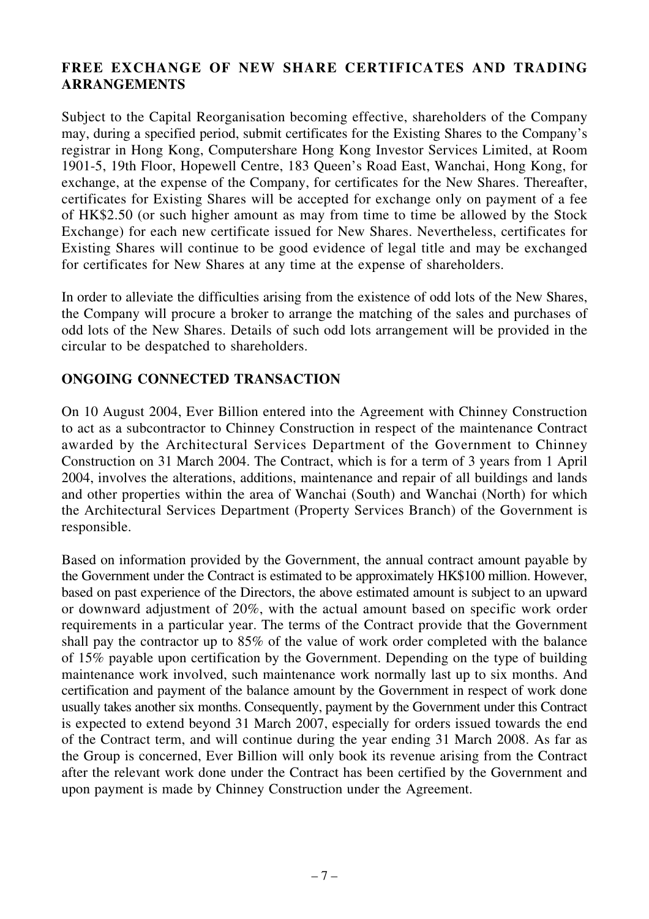## FREE EXCHANGE OF NEW SHARE CERTIFICATES AND TRADING ARRANGEMENTS

Subject to the Capital Reorganisation becoming effective, shareholders of the Company may, during a specified period, submit certificates for the Existing Shares to the Company's registrar in Hong Kong, Computershare Hong Kong Investor Services Limited, at Room 1901-5, 19th Floor, Hopewell Centre, 183 Queen's Road East, Wanchai, Hong Kong, for exchange, at the expense of the Company, for certificates for the New Shares. Thereafter, certificates for Existing Shares will be accepted for exchange only on payment of a fee of HK$2.50 (or such higher amount as may from time to time be allowed by the Stock Exchange) for each new certificate issued for New Shares. Nevertheless, certificates for Existing Shares will continue to be good evidence of legal title and may be exchanged for certificates for New Shares at any time at the expense of shareholders.

In order to alleviate the difficulties arising from the existence of odd lots of the New Shares, the Company will procure a broker to arrange the matching of the sales and purchases of odd lots of the New Shares. Details of such odd lots arrangement will be provided in the circular to be despatched to shareholders.

## ONGOING CONNECTED TRANSACTION

On 10 August 2004, Ever Billion entered into the Agreement with Chinney Construction to act as a subcontractor to Chinney Construction in respect of the maintenance Contract awarded by the Architectural Services Department of the Government to Chinney Construction on 31 March 2004. The Contract, which is for a term of 3 years from 1 April 2004, involves the alterations, additions, maintenance and repair of all buildings and lands and other properties within the area of Wanchai (South) and Wanchai (North) for which the Architectural Services Department (Property Services Branch) of the Government is responsible.

Based on information provided by the Government, the annual contract amount payable by the Government under the Contract is estimated to be approximately HK$100 million. However, based on past experience of the Directors, the above estimated amount is subject to an upward or downward adjustment of 20%, with the actual amount based on specific work order requirements in a particular year. The terms of the Contract provide that the Government shall pay the contractor up to 85% of the value of work order completed with the balance of 15% payable upon certification by the Government. Depending on the type of building maintenance work involved, such maintenance work normally last up to six months. And certification and payment of the balance amount by the Government in respect of work done usually takes another six months. Consequently, payment by the Government under this Contract is expected to extend beyond 31 March 2007, especially for orders issued towards the end of the Contract term, and will continue during the year ending 31 March 2008. As far as the Group is concerned, Ever Billion will only book its revenue arising from the Contract after the relevant work done under the Contract has been certified by the Government and upon payment is made by Chinney Construction under the Agreement.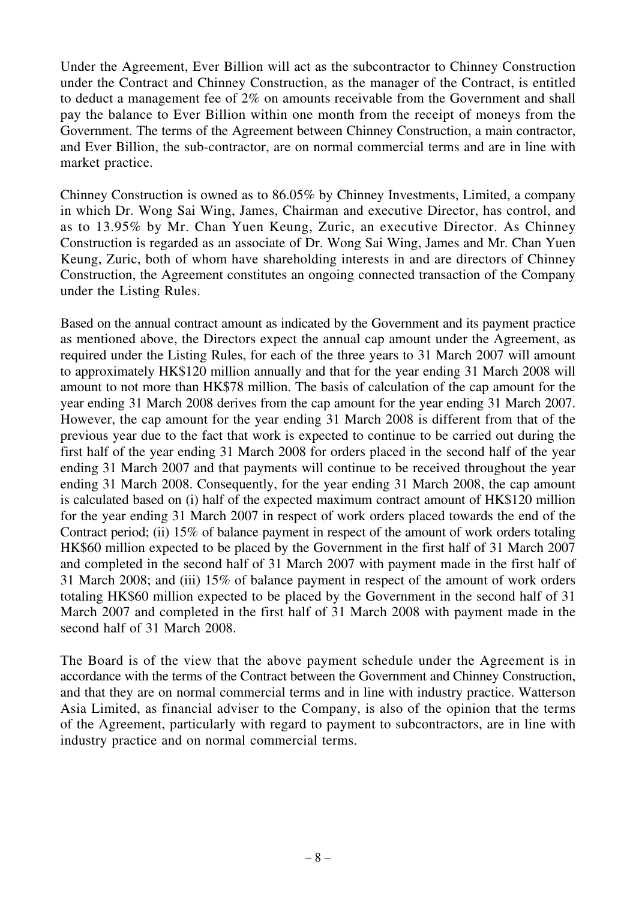Under the Agreement, Ever Billion will act as the subcontractor to Chinney Construction under the Contract and Chinney Construction, as the manager of the Contract, is entitled to deduct a management fee of 2% on amounts receivable from the Government and shall pay the balance to Ever Billion within one month from the receipt of moneys from the Government. The terms of the Agreement between Chinney Construction, a main contractor, and Ever Billion, the sub-contractor, are on normal commercial terms and are in line with market practice.

Chinney Construction is owned as to 86.05% by Chinney Investments, Limited, a company in which Dr. Wong Sai Wing, James, Chairman and executive Director, has control, and as to 13.95% by Mr. Chan Yuen Keung, Zuric, an executive Director. As Chinney Construction is regarded as an associate of Dr. Wong Sai Wing, James and Mr. Chan Yuen Keung, Zuric, both of whom have shareholding interests in and are directors of Chinney Construction, the Agreement constitutes an ongoing connected transaction of the Company under the Listing Rules.

Based on the annual contract amount as indicated by the Government and its payment practice as mentioned above, the Directors expect the annual cap amount under the Agreement, as required under the Listing Rules, for each of the three years to 31 March 2007 will amount to approximately HK$120 million annually and that for the year ending 31 March 2008 will amount to not more than HK$78 million. The basis of calculation of the cap amount for the year ending 31 March 2008 derives from the cap amount for the year ending 31 March 2007. However, the cap amount for the year ending 31 March 2008 is different from that of the previous year due to the fact that work is expected to continue to be carried out during the first half of the year ending 31 March 2008 for orders placed in the second half of the year ending 31 March 2007 and that payments will continue to be received throughout the year ending 31 March 2008. Consequently, for the year ending 31 March 2008, the cap amount is calculated based on (i) half of the expected maximum contract amount of HK$120 million for the year ending 31 March 2007 in respect of work orders placed towards the end of the Contract period; (ii) 15% of balance payment in respect of the amount of work orders totaling HK$60 million expected to be placed by the Government in the first half of 31 March 2007 and completed in the second half of 31 March 2007 with payment made in the first half of 31 March 2008; and (iii) 15% of balance payment in respect of the amount of work orders totaling HK$60 million expected to be placed by the Government in the second half of 31 March 2007 and completed in the first half of 31 March 2008 with payment made in the second half of 31 March 2008.

The Board is of the view that the above payment schedule under the Agreement is in accordance with the terms of the Contract between the Government and Chinney Construction, and that they are on normal commercial terms and in line with industry practice. Watterson Asia Limited, as financial adviser to the Company, is also of the opinion that the terms of the Agreement, particularly with regard to payment to subcontractors, are in line with industry practice and on normal commercial terms.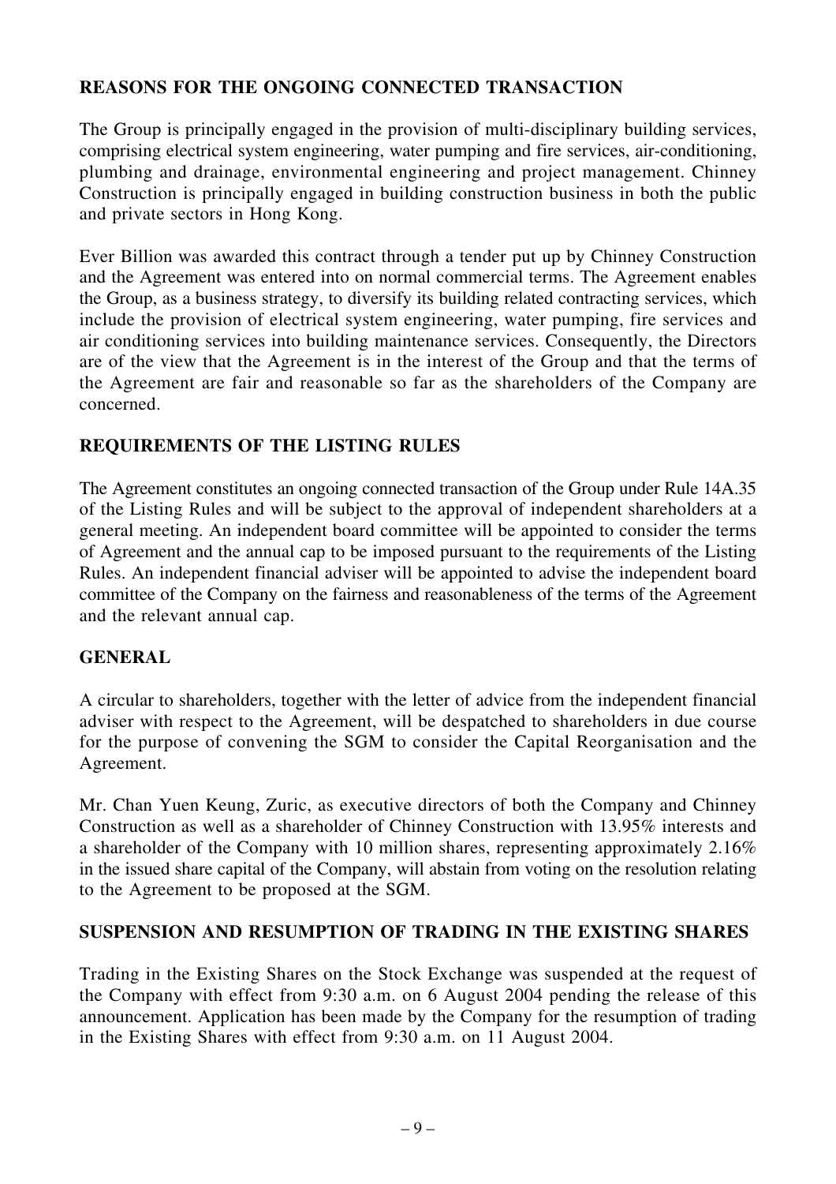## REASONS FOR THE ONGOING CONNECTED TRANSACTION

The Group is principally engaged in the provision of multi-disciplinary building services, comprising electrical system engineering, water pumping and fire services, air-conditioning, plumbing and drainage, environmental engineering and project management. Chinney Construction is principally engaged in building construction business in both the public and private sectors in Hong Kong.

Ever Billion was awarded this contract through a tender put up by Chinney Construction and the Agreement was entered into on normal commercial terms. The Agreement enables the Group, as a business strategy, to diversify its building related contracting services, which include the provision of electrical system engineering, water pumping, fire services and air conditioning services into building maintenance services. Consequently, the Directors are of the view that the Agreement is in the interest of the Group and that the terms of the Agreement are fair and reasonable so far as the shareholders of the Company are concerned.

## REQUIREMENTS OF THE LISTING RULES

The Agreement constitutes an ongoing connected transaction of the Group under Rule 14A.35 of the Listing Rules and will be subject to the approval of independent shareholders at a general meeting. An independent board committee will be appointed to consider the terms of Agreement and the annual cap to be imposed pursuant to the requirements of the Listing Rules. An independent financial adviser will be appointed to advise the independent board committee of the Company on the fairness and reasonableness of the terms of the Agreement and the relevant annual cap.

## GENERAL

A circular to shareholders, together with the letter of advice from the independent financial adviser with respect to the Agreement, will be despatched to shareholders in due course for the purpose of convening the SGM to consider the Capital Reorganisation and the Agreement.

Mr. Chan Yuen Keung, Zuric, as executive directors of both the Company and Chinney Construction as well as a shareholder of Chinney Construction with 13.95% interests and a shareholder of the Company with 10 million shares, representing approximately 2.16% in the issued share capital of the Company, will abstain from voting on the resolution relating to the Agreement to be proposed at the SGM.

## SUSPENSION AND RESUMPTION OF TRADING IN THE EXISTING SHARES

Trading in the Existing Shares on the Stock Exchange was suspended at the request of the Company with effect from 9:30 a.m. on 6 August 2004 pending the release of this announcement. Application has been made by the Company for the resumption of trading in the Existing Shares with effect from 9:30 a.m. on 11 August 2004.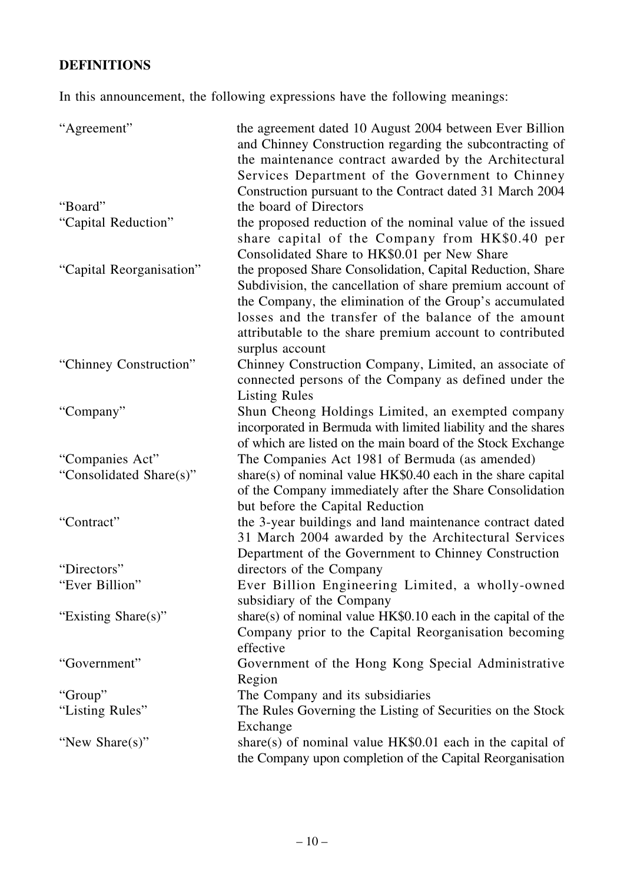## DEFINITIONS

In this announcement, the following expressions have the following meanings:

| | |
|---|---|
| "Agreement" | the agreement dated 10 August 2004 between Ever Billion and Chinney Construction regarding the subcontracting of the maintenance contract awarded by the Architectural Services Department of the Government to Chinney Construction pursuant to the Contract dated 31 March 2004 |
| "Board" | the board of Directors |
| "Capital Reduction" | the proposed reduction of the nominal value of the issued share capital of the Company from HK$0.40 per Consolidated Share to HK$0.01 per New Share |
| "Capital Reorganisation" | the proposed Share Consolidation, Capital Reduction, Share Subdivision, the cancellation of share premium account of the Company, the elimination of the Group's accumulated losses and the transfer of the balance of the amount attributable to the share premium account to contributed surplus account |
| "Chinney Construction" | Chinney Construction Company, Limited, an associate of connected persons of the Company as defined under the Listing Rules |
| "Company" | Shun Cheong Holdings Limited, an exempted company incorporated in Bermuda with limited liability and the shares of which are listed on the main board of the Stock Exchange |
| "Companies Act" | The Companies Act 1981 of Bermuda (as amended) |
| "Consolidated Share(s)" | share(s) of nominal value HK$0.40 each in the share capital of the Company immediately after the Share Consolidation but before the Capital Reduction |
| "Contract" | the 3-year buildings and land maintenance contract dated 31 March 2004 awarded by the Architectural Services Department of the Government to Chinney Construction |
| "Directors" | directors of the Company |
| "Ever Billion" | Ever Billion Engineering Limited, a wholly-owned subsidiary of the Company |
| "Existing Share(s)" | share(s) of nominal value HK$0.10 each in the capital of the Company prior to the Capital Reorganisation becoming effective |
| "Government" | Government of the Hong Kong Special Administrative Region |
| "Group" | The Company and its subsidiaries |
| "Listing Rules" | The Rules Governing the Listing of Securities on the Stock Exchange |
| "New Share(s)" | share(s) of nominal value HK$0.01 each in the capital of the Company upon completion of the Capital Reorganisation |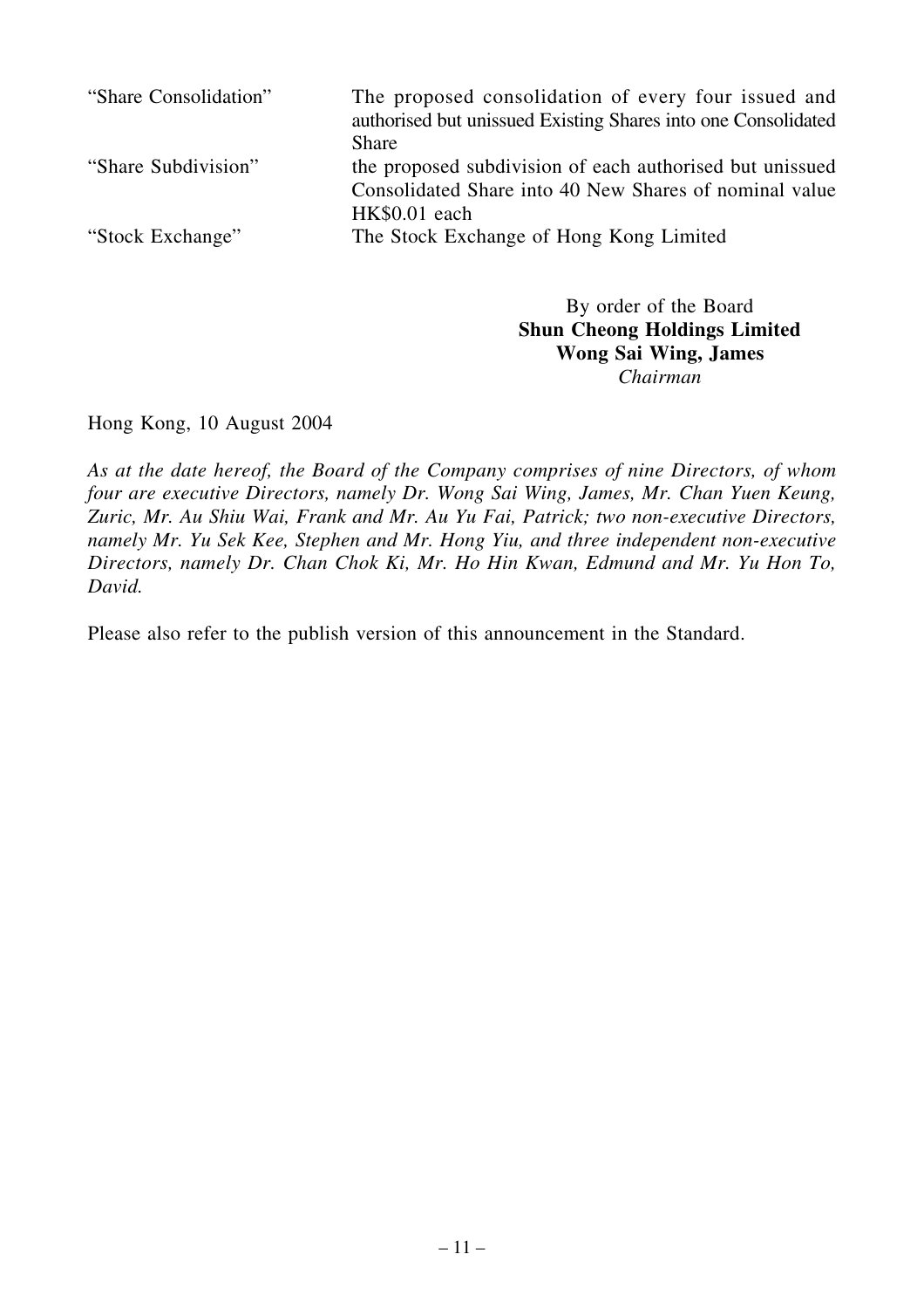| | |
|---|---|
| "Share Consolidation" | The proposed consolidation of every four issued and authorised but unissued Existing Shares into one Consolidated Share |
| "Share Subdivision" | the proposed subdivision of each authorised but unissued Consolidated Share into 40 New Shares of nominal value HK$0.01 each |
| "Stock Exchange" | The Stock Exchange of Hong Kong Limited |

By order of the Board
**Shun Cheong Holdings Limited**
**Wong Sai Wing, James**
*Chairman*

Hong Kong, 10 August 2004

*As at the date hereof, the Board of the Company comprises of nine Directors, of whom four are executive Directors, namely Dr. Wong Sai Wing, James, Mr. Chan Yuen Keung, Zuric, Mr. Au Shiu Wai, Frank and Mr. Au Yu Fai, Patrick; two non-executive Directors, namely Mr. Yu Sek Kee, Stephen and Mr. Hong Yiu, and three independent non-executive Directors, namely Dr. Chan Chok Ki, Mr. Ho Hin Kwan, Edmund and Mr. Yu Hon To, David.*

Please also refer to the publish version of this announcement in the Standard.